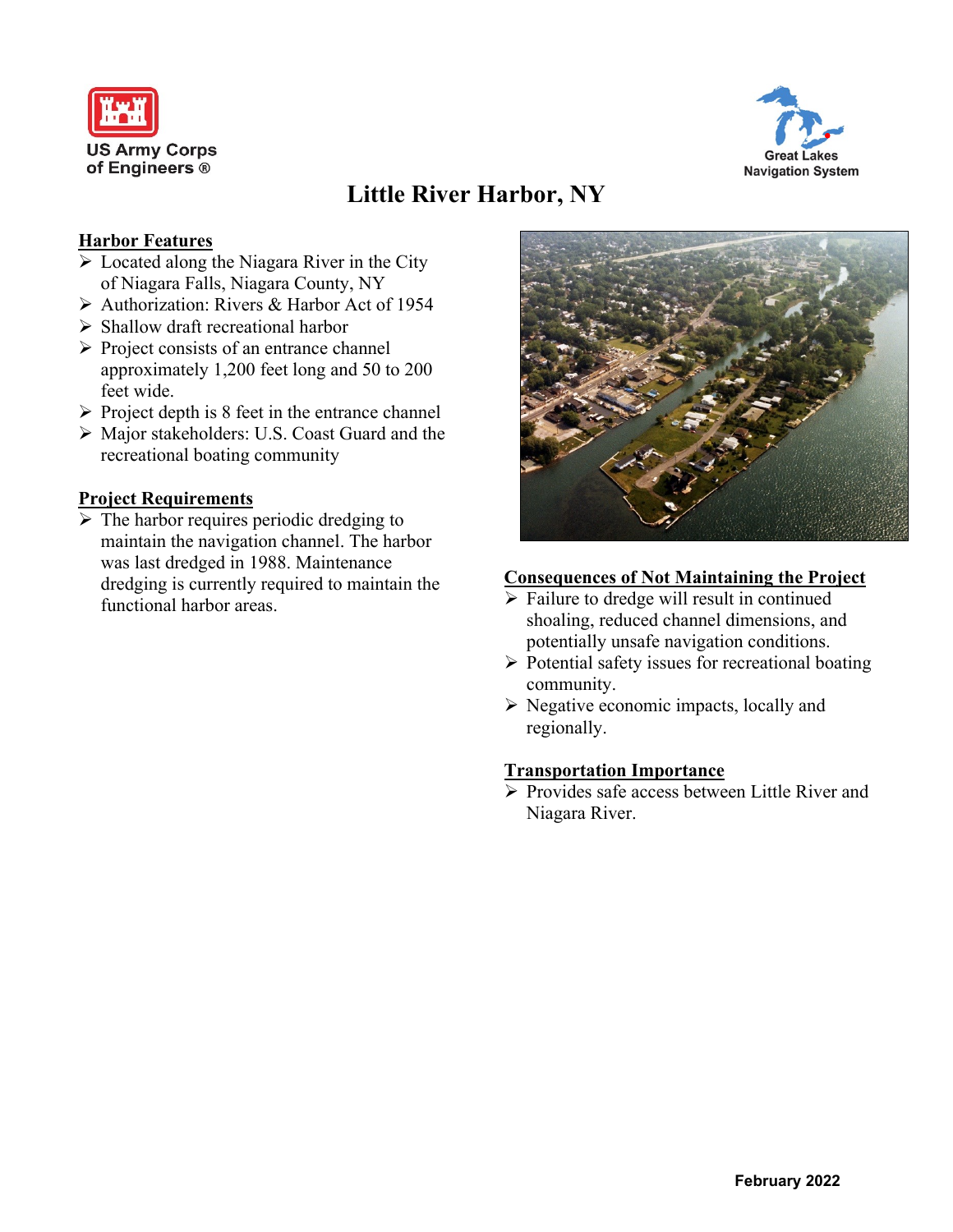US Army Corps of Engineers ®

Great Lakes Navigation System

# Little River Harbor, NY

## Harbor Features

- Located along the Niagara River in the City of Niagara Falls, Niagara County, NY
- Authorization: Rivers & Harbor Act of 1954
- Shallow draft recreational harbor
- Project consists of an entrance channel approximately 1,200 feet long and 50 to 200 feet wide.
- Project depth is 8 feet in the entrance channel
- Major stakeholders: U.S. Coast Guard and the recreational boating community

## Project Requirements

- The harbor requires periodic dredging to maintain the navigation channel. The harbor was last dredged in 1988. Maintenance dredging is currently required to maintain the functional harbor areas.

## Consequences of Not Maintaining the Project

- Failure to dredge will result in continued shoaling, reduced channel dimensions, and potentially unsafe navigation conditions.
- Potential safety issues for recreational boating community.
- Negative economic impacts, locally and regionally.

## Transportation Importance

- Provides safe access between Little River and Niagara River.

February 2022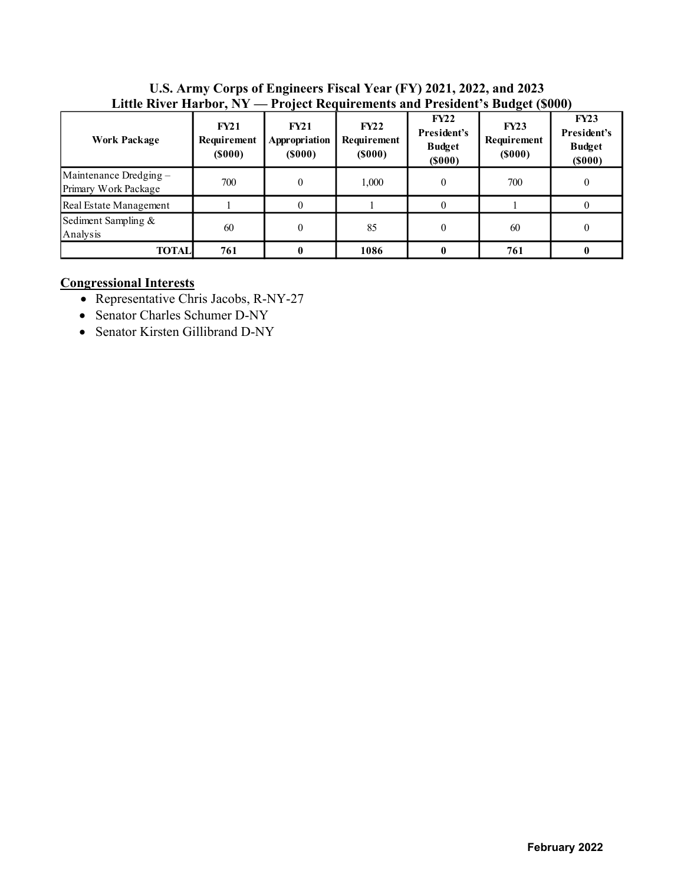**U.S. Army Corps of Engineers Fiscal Year (FY) 2021, 2022, and 2023**
**Little River Harbor, NY — Project Requirements and President's Budget ($000)**

| Work Package | FY21 Requirement ($000) | FY21 Appropriation ($000) | FY22 Requirement ($000) | FY22 President's Budget ($000) | FY23 Requirement ($000) | FY23 President's Budget ($000) |
|---|---|---|---|---|---|---|
| Maintenance Dredging – Primary Work Package | 700 | 0 | 1,000 | 0 | 700 | 0 |
| Real Estate Management | 1 | 0 | 1 | 0 | 1 | 0 |
| Sediment Sampling & Analysis | 60 | 0 | 85 | 0 | 60 | 0 |
| **TOTAL** | **761** | **0** | **1086** | **0** | **761** | **0** |

## Congressional Interests

- Representative Chris Jacobs, R-NY-27
- Senator Charles Schumer D-NY
- Senator Kirsten Gillibrand D-NY

February 2022